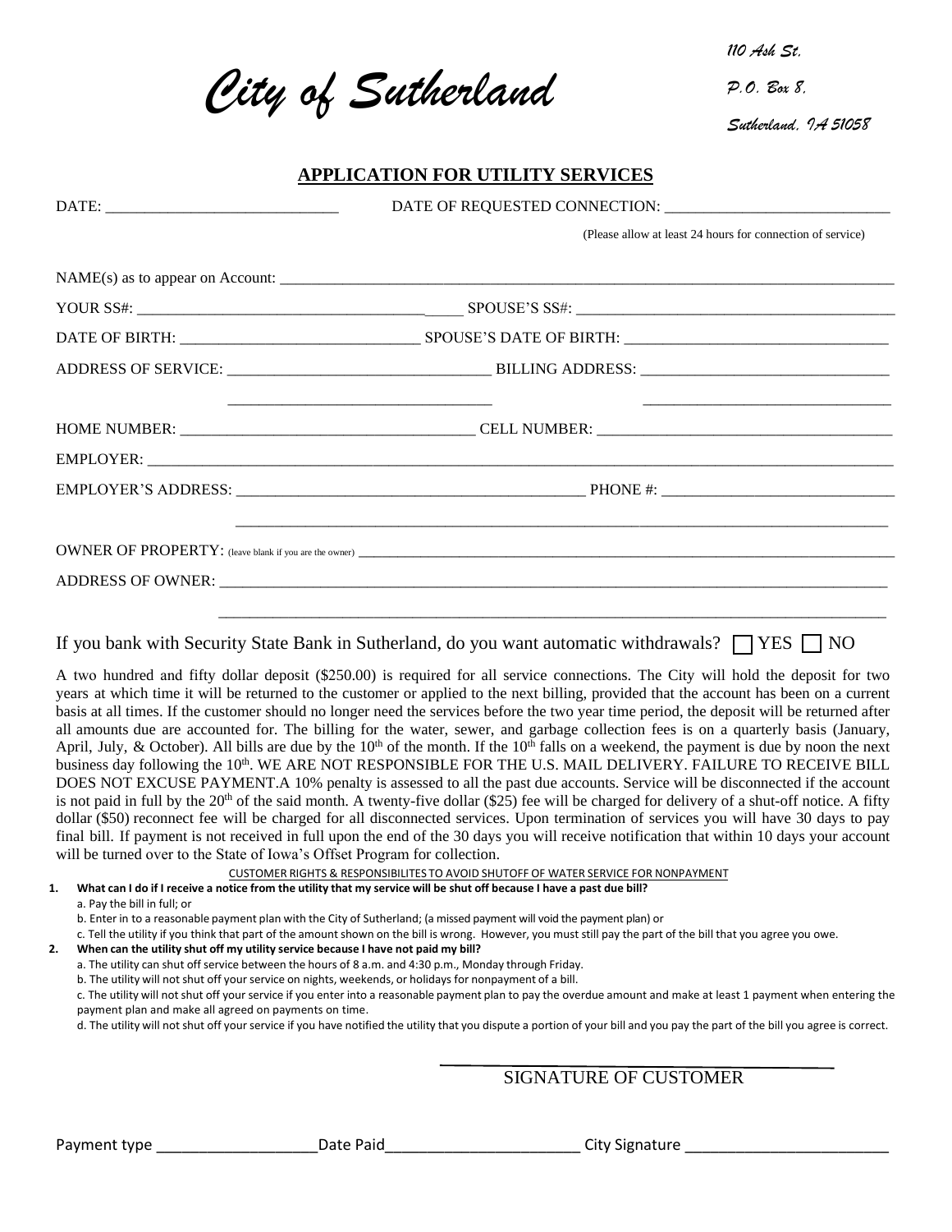# *City of Sutherland*

*110 Ash St,*

*P.O. Box 8,*

*Sutherland, IA 51058*

## APPLICATION FOR UTILITY SERVICES

DATE: ____________________________ DATE OF REQUESTED CONNECTION: ____________________________

(Please allow at least 24 hours for connection of service)

NAME(s) as to appear on Account: ____________________________________________________________

YOUR SS#: ____________________________________ SPOUSE'S SS#: ____________________________________

DATE OF BIRTH: ____________________________ SPOUSE'S DATE OF BIRTH: ________________________________

ADDRESS OF SERVICE: ________________________________ BILLING ADDRESS: ______________________________

________________________________ ______________________________

HOME NUMBER: ____________________________________ CELL NUMBER: ____________________________________

EMPLOYER: ____________________________________________________________________________________

EMPLOYER'S ADDRESS: ____________________________________________ PHONE #: ____________________________

______________________________________________________________________________

OWNER OF PROPERTY: (leave blank if you are the owner) ____________________________________________

ADDRESS OF OWNER: ______________________________________________________________________________

______________________________________________________________________________

If you bank with Security State Bank in Sutherland, do you want automatic withdrawals? ☐ YES ☐ NO

A two hundred and fifty dollar deposit ($250.00) is required for all service connections. The City will hold the deposit for two years at which time it will be returned to the customer or applied to the next billing, provided that the account has been on a current basis at all times. If the customer should no longer need the services before the two year time period, the deposit will be returned after all amounts due are accounted for. The billing for the water, sewer, and garbage collection fees is on a quarterly basis (January, April, July, & October). All bills are due by the 10th of the month. If the 10th falls on a weekend, the payment is due by noon the next business day following the 10th. WE ARE NOT RESPONSIBLE FOR THE U.S. MAIL DELIVERY. FAILURE TO RECEIVE BILL DOES NOT EXCUSE PAYMENT.A 10% penalty is assessed to all the past due accounts. Service will be disconnected if the account is not paid in full by the 20th of the said month. A twenty-five dollar ($25) fee will be charged for delivery of a shut-off notice. A fifty dollar ($50) reconnect fee will be charged for all disconnected services. Upon termination of services you will have 30 days to pay final bill. If payment is not received in full upon the end of the 30 days you will receive notification that within 10 days your account will be turned over to the State of Iowa's Offset Program for collection.

CUSTOMER RIGHTS & RESPONSIBILITES TO AVOID SHUTOFF OF WATER SERVICE FOR NONPAYMENT

1. **What can I do if I receive a notice from the utility that my service will be shut off because I have a past due bill?**
   a. Pay the bill in full; or
   b. Enter in to a reasonable payment plan with the City of Sutherland; (a missed payment will void the payment plan) or
   c. Tell the utility if you think that part of the amount shown on the bill is wrong. However, you must still pay the part of the bill that you agree you owe.
2. **When can the utility shut off my utility service because I have not paid my bill?**
   a. The utility can shut off service between the hours of 8 a.m. and 4:30 p.m., Monday through Friday.
   b. The utility will not shut off your service on nights, weekends, or holidays for nonpayment of a bill.
   c. The utility will not shut off your service if you enter into a reasonable payment plan to pay the overdue amount and make at least 1 payment when entering the payment plan and make all agreed on payments on time.
   d. The utility will not shut off your service if you have notified the utility that you dispute a portion of your bill and you pay the part of the bill you agree is correct.

________________________________________

SIGNATURE OF CUSTOMER

Payment type ____________________ Date Paid ______________________ City Signature ________________________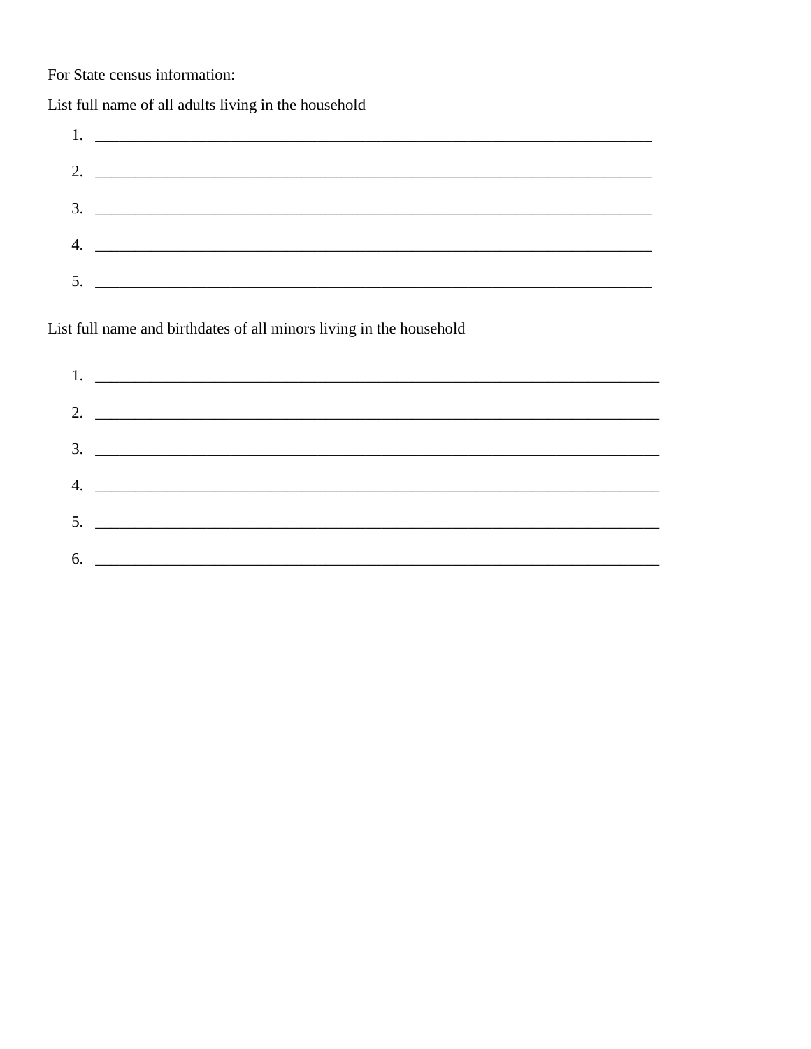For State census information:

List full name of all adults living in the household

1. ___________________________________________________________________________
2. ___________________________________________________________________________
3. ___________________________________________________________________________
4. ___________________________________________________________________________
5. ___________________________________________________________________________

List full name and birthdates of all minors living in the household

1. ___________________________________________________________________________
2. ___________________________________________________________________________
3. ___________________________________________________________________________
4. ___________________________________________________________________________
5. ___________________________________________________________________________
6. ___________________________________________________________________________